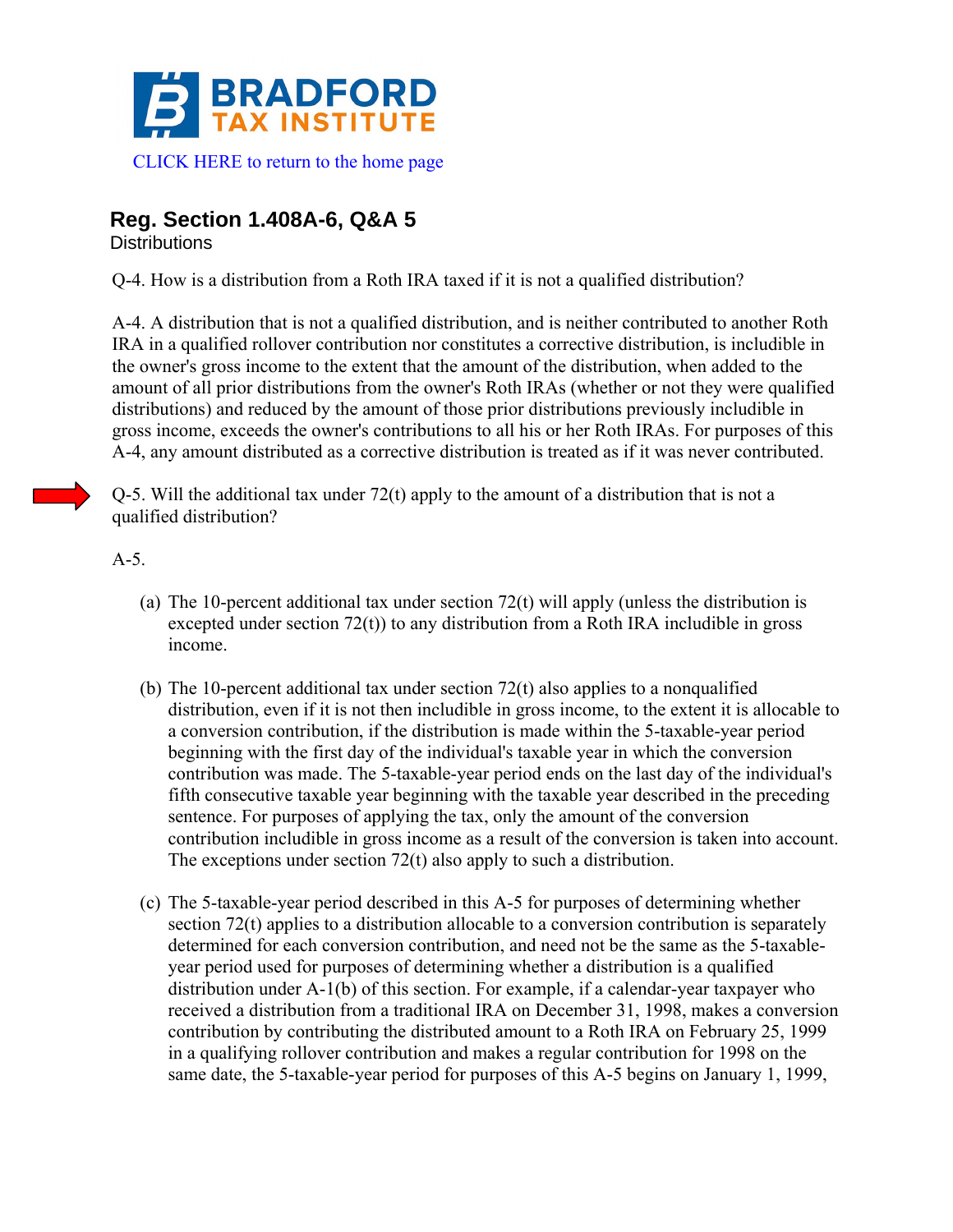# BRADFORD TAX INSTITUTE

CLICK HERE to return to the home page

## Reg. Section 1.408A-6, Q&A 5

Distributions

Q-4. How is a distribution from a Roth IRA taxed if it is not a qualified distribution?

A-4. A distribution that is not a qualified distribution, and is neither contributed to another Roth IRA in a qualified rollover contribution nor constitutes a corrective distribution, is includible in the owner's gross income to the extent that the amount of the distribution, when added to the amount of all prior distributions from the owner's Roth IRAs (whether or not they were qualified distributions) and reduced by the amount of those prior distributions previously includible in gross income, exceeds the owner's contributions to all his or her Roth IRAs. For purposes of this A-4, any amount distributed as a corrective distribution is treated as if it was never contributed.

Q-5. Will the additional tax under 72(t) apply to the amount of a distribution that is not a qualified distribution?

A-5.

(a) The 10-percent additional tax under section 72(t) will apply (unless the distribution is excepted under section 72(t)) to any distribution from a Roth IRA includible in gross income.

(b) The 10-percent additional tax under section 72(t) also applies to a nonqualified distribution, even if it is not then includible in gross income, to the extent it is allocable to a conversion contribution, if the distribution is made within the 5-taxable-year period beginning with the first day of the individual's taxable year in which the conversion contribution was made. The 5-taxable-year period ends on the last day of the individual's fifth consecutive taxable year beginning with the taxable year described in the preceding sentence. For purposes of applying the tax, only the amount of the conversion contribution includible in gross income as a result of the conversion is taken into account. The exceptions under section 72(t) also apply to such a distribution.

(c) The 5-taxable-year period described in this A-5 for purposes of determining whether section 72(t) applies to a distribution allocable to a conversion contribution is separately determined for each conversion contribution, and need not be the same as the 5-taxable-year period used for purposes of determining whether a distribution is a qualified distribution under A-1(b) of this section. For example, if a calendar-year taxpayer who received a distribution from a traditional IRA on December 31, 1998, makes a conversion contribution by contributing the distributed amount to a Roth IRA on February 25, 1999 in a qualifying rollover contribution and makes a regular contribution for 1998 on the same date, the 5-taxable-year period for purposes of this A-5 begins on January 1, 1999,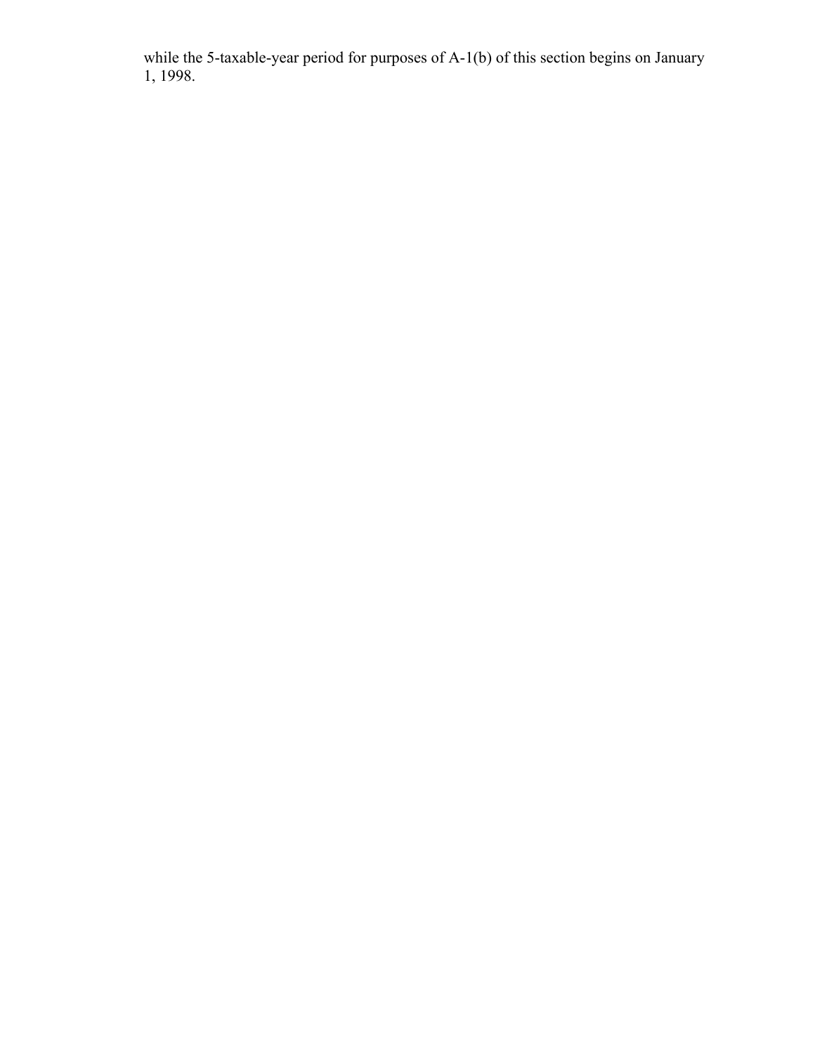while the 5-taxable-year period for purposes of A-1(b) of this section begins on January 1, 1998.